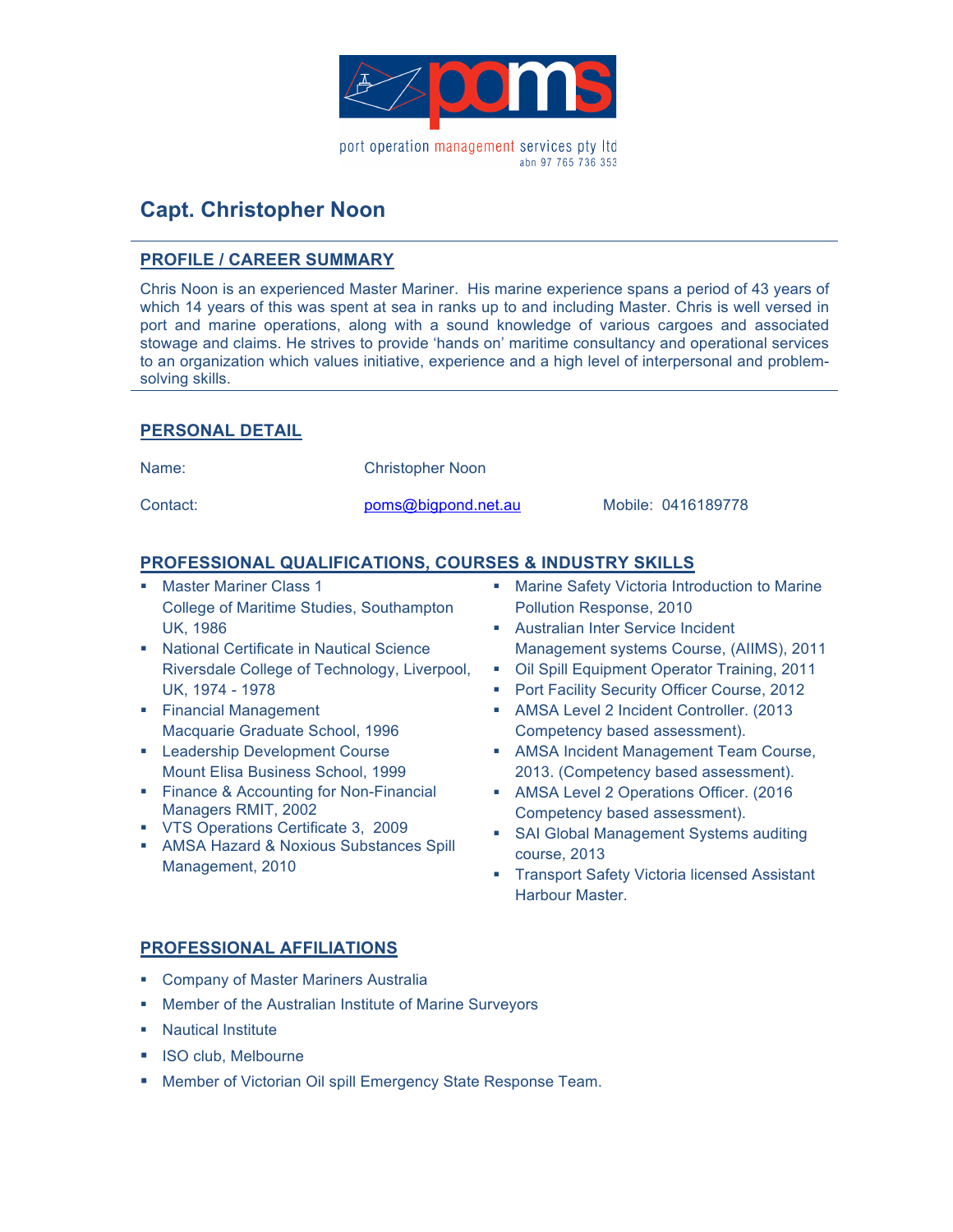poms

port operation management services pty ltd
abn 97 765 736 353

# Capt. Christopher Noon

## PROFILE / CAREER SUMMARY

Chris Noon is an experienced Master Mariner. His marine experience spans a period of 43 years of which 14 years of this was spent at sea in ranks up to and including Master. Chris is well versed in port and marine operations, along with a sound knowledge of various cargoes and associated stowage and claims. He strives to provide 'hands on' maritime consultancy and operational services to an organization which values initiative, experience and a high level of interpersonal and problem-solving skills.

## PERSONAL DETAIL

Name: Christopher Noon

Contact: poms@bigpond.net.au Mobile: 0416189778

## PROFESSIONAL QUALIFICATIONS, COURSES & INDUSTRY SKILLS

- Master Mariner Class 1
  College of Maritime Studies, Southampton UK, 1986
- National Certificate in Nautical Science
  Riversdale College of Technology, Liverpool, UK, 1974 - 1978
- Financial Management
  Macquarie Graduate School, 1996
- Leadership Development Course
  Mount Elisa Business School, 1999
- Finance & Accounting for Non-Financial Managers RMIT, 2002
- VTS Operations Certificate 3, 2009
- AMSA Hazard & Noxious Substances Spill Management, 2010
- Marine Safety Victoria Introduction to Marine Pollution Response, 2010
- Australian Inter Service Incident Management systems Course, (AIIMS), 2011
- Oil Spill Equipment Operator Training, 2011
- Port Facility Security Officer Course, 2012
- AMSA Level 2 Incident Controller. (2013 Competency based assessment).
- AMSA Incident Management Team Course, 2013. (Competency based assessment).
- AMSA Level 2 Operations Officer. (2016 Competency based assessment).
- SAI Global Management Systems auditing course, 2013
- Transport Safety Victoria licensed Assistant Harbour Master.

## PROFESSIONAL AFFILIATIONS

- Company of Master Mariners Australia
- Member of the Australian Institute of Marine Surveyors
- Nautical Institute
- ISO club, Melbourne
- Member of Victorian Oil spill Emergency State Response Team.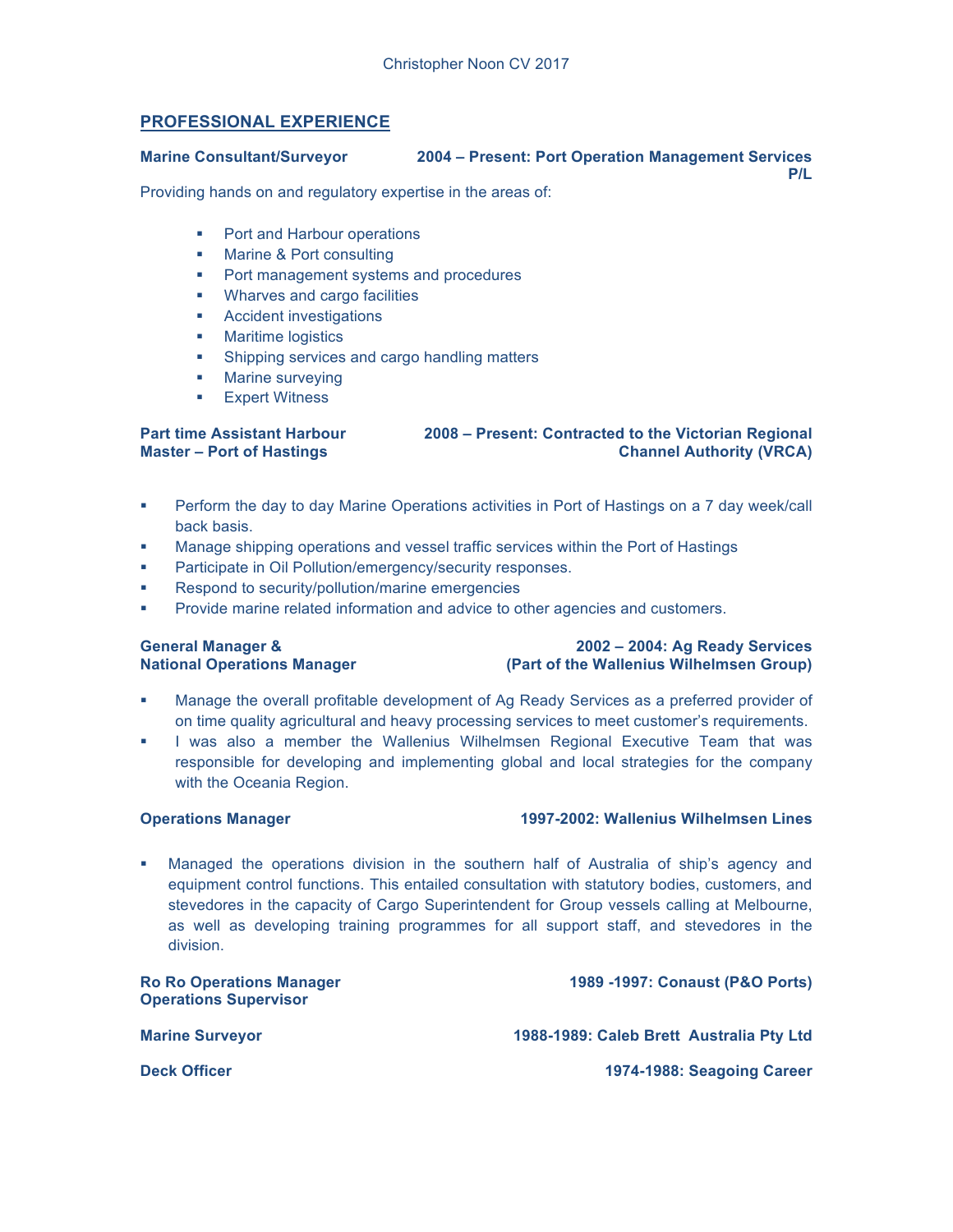## PROFESSIONAL EXPERIENCE

**Marine Consultant/Surveyor** — **2004 – Present: Port Operation Management Services P/L**

Providing hands on and regulatory expertise in the areas of:

- Port and Harbour operations
- Marine & Port consulting
- Port management systems and procedures
- Wharves and cargo facilities
- Accident investigations
- Maritime logistics
- Shipping services and cargo handling matters
- Marine surveying
- Expert Witness

**Part time Assistant Harbour Master – Port of Hastings** — **2008 – Present: Contracted to the Victorian Regional Channel Authority (VRCA)**

- Perform the day to day Marine Operations activities in Port of Hastings on a 7 day week/call back basis.
- Manage shipping operations and vessel traffic services within the Port of Hastings
- Participate in Oil Pollution/emergency/security responses.
- Respond to security/pollution/marine emergencies
- Provide marine related information and advice to other agencies and customers.

**General Manager & National Operations Manager** — **2002 – 2004: Ag Ready Services (Part of the Wallenius Wilhelmsen Group)**

- Manage the overall profitable development of Ag Ready Services as a preferred provider of on time quality agricultural and heavy processing services to meet customer's requirements.
- I was also a member the Wallenius Wilhelmsen Regional Executive Team that was responsible for developing and implementing global and local strategies for the company with the Oceania Region.

**Operations Manager** — **1997-2002: Wallenius Wilhelmsen Lines**

- Managed the operations division in the southern half of Australia of ship's agency and equipment control functions. This entailed consultation with statutory bodies, customers, and stevedores in the capacity of Cargo Superintendent for Group vessels calling at Melbourne, as well as developing training programmes for all support staff, and stevedores in the division.

**Ro Ro Operations Manager**
**Operations Supervisor** — **1989 -1997: Conaust (P&O Ports)**

**Marine Surveyor** — **1988-1989: Caleb Brett Australia Pty Ltd**

**Deck Officer** — **1974-1988: Seagoing Career**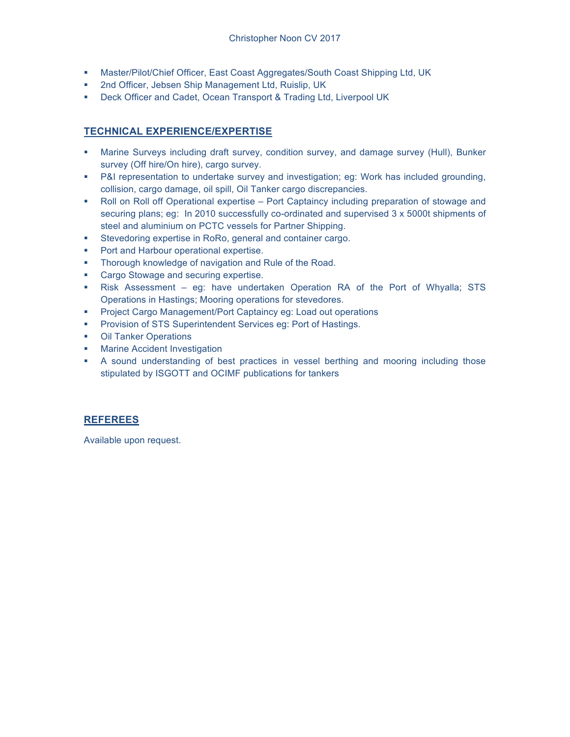- Master/Pilot/Chief Officer, East Coast Aggregates/South Coast Shipping Ltd, UK
- 2nd Officer, Jebsen Ship Management Ltd, Ruislip, UK
- Deck Officer and Cadet, Ocean Transport & Trading Ltd, Liverpool UK

## TECHNICAL EXPERIENCE/EXPERTISE

- Marine Surveys including draft survey, condition survey, and damage survey (Hull), Bunker survey (Off hire/On hire), cargo survey.
- P&I representation to undertake survey and investigation; eg: Work has included grounding, collision, cargo damage, oil spill, Oil Tanker cargo discrepancies.
- Roll on Roll off Operational expertise – Port Captaincy including preparation of stowage and securing plans; eg: In 2010 successfully co-ordinated and supervised 3 x 5000t shipments of steel and aluminium on PCTC vessels for Partner Shipping.
- Stevedoring expertise in RoRo, general and container cargo.
- Port and Harbour operational expertise.
- Thorough knowledge of navigation and Rule of the Road.
- Cargo Stowage and securing expertise.
- Risk Assessment – eg: have undertaken Operation RA of the Port of Whyalla; STS Operations in Hastings; Mooring operations for stevedores.
- Project Cargo Management/Port Captaincy eg: Load out operations
- Provision of STS Superintendent Services eg: Port of Hastings.
- Oil Tanker Operations
- Marine Accident Investigation
- A sound understanding of best practices in vessel berthing and mooring including those stipulated by ISGOTT and OCIMF publications for tankers

## REFEREES

Available upon request.